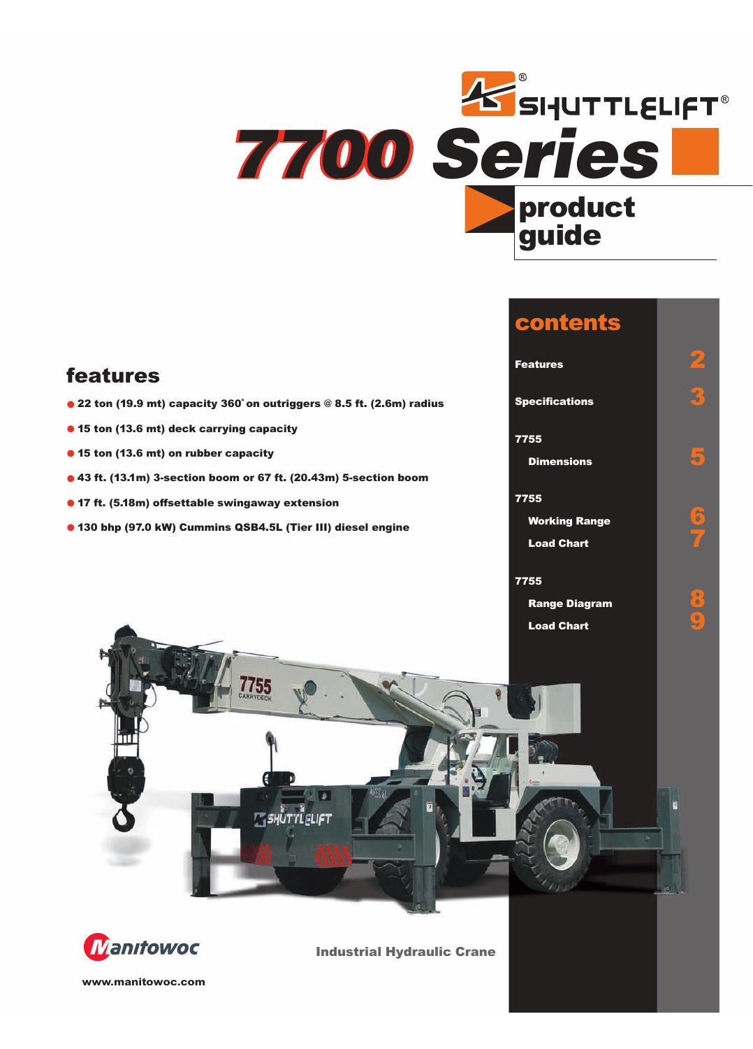# SHUTTLELIFT®

# 7700 Series

## product guide

## features

- 22 ton (19.9 mt) capacity 360° on outriggers @ 8.5 ft. (2.6m) radius
- 15 ton (13.6 mt) deck carrying capacity
- 15 ton (13.6 mt) on rubber capacity
- 43 ft. (13.1m) 3-section boom or 67 ft. (20.43m) 5-section boom
- 17 ft. (5.18m) offsettable swingaway extension
- 130 bhp (97.0 kW) Cummins QSB4.5L (Tier III) diesel engine

## contents

| | |
|---|---|
| Features | 2 |
| Specifications | 3 |
| **7755** | |
| Dimensions | 5 |
| **7755** | |
| Working Range | 6 |
| Load Chart | 7 |
| **7755** | |
| Range Diagram | 8 |
| Load Chart | 9 |

Manitowoc

www.manitowoc.com

Industrial Hydraulic Crane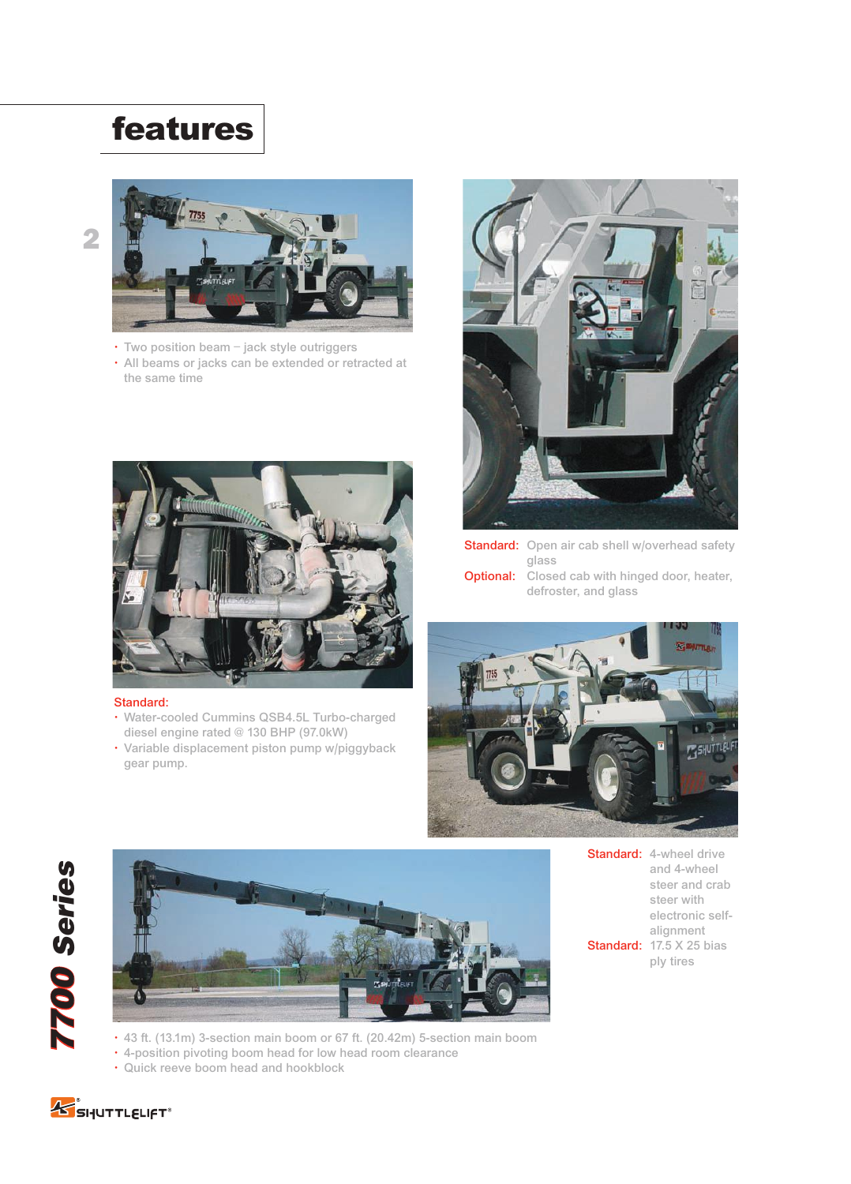# features

- Two position beam – jack style outriggers
- All beams or jacks can be extended or retracted at the same time

**Standard:** Open air cab shell w/overhead safety glass

**Optional:** Closed cab with hinged door, heater, defroster, and glass

**Standard:**

- Water-cooled Cummins QSB4.5L Turbo-charged diesel engine rated @ 130 BHP (97.0kW)
- Variable displacement piston pump w/piggyback gear pump.

**Standard:** 4-wheel drive and 4-wheel steer and crab steer with electronic self-alignment

**Standard:** 17.5 X 25 bias ply tires

- 43 ft. (13.1m) 3-section main boom or 67 ft. (20.42m) 5-section main boom
- 4-position pivoting boom head for low head room clearance
- Quick reeve boom head and hookblock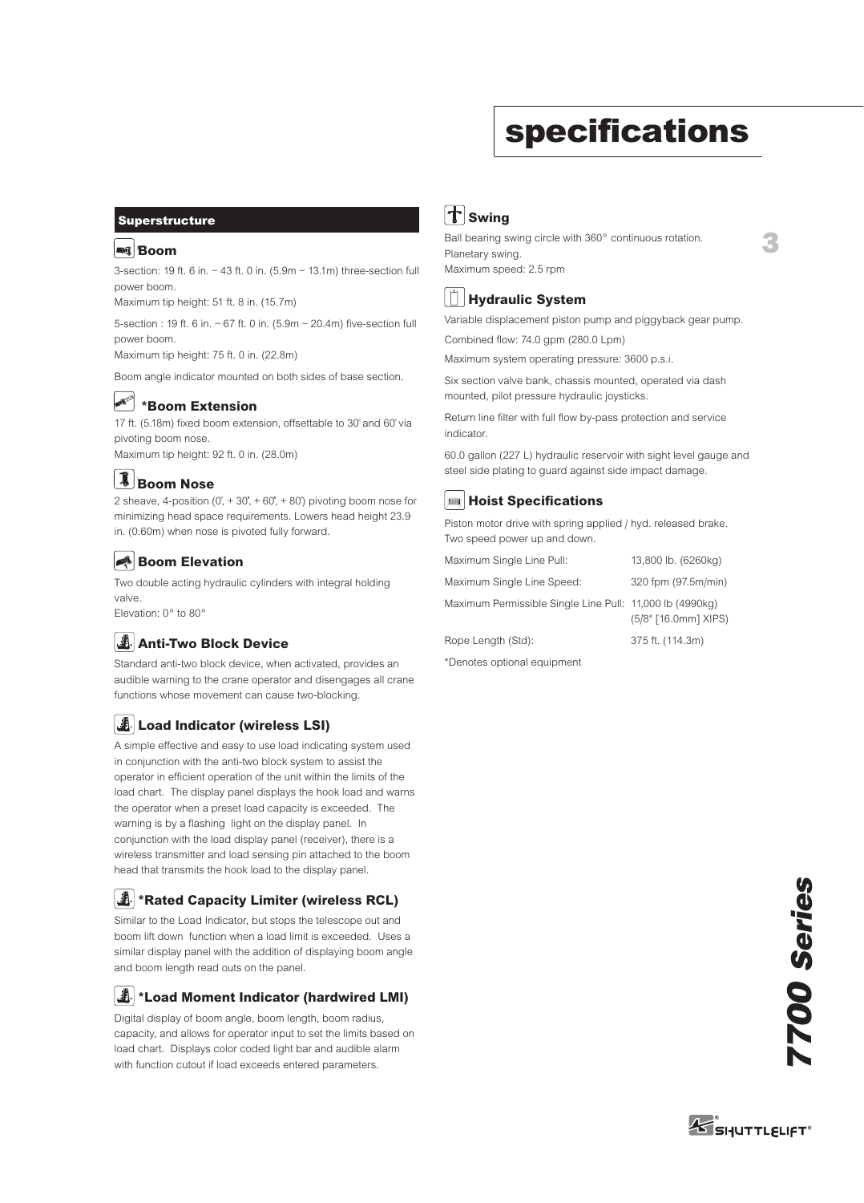# specifications

## Superstructure

### Boom

3-section: 19 ft. 6 in. – 43 ft. 0 in. (5.9m – 13.1m) three-section full power boom.
Maximum tip height: 51 ft. 8 in. (15.7m)

5-section : 19 ft. 6 in. – 67 ft. 0 in. (5.9m – 20.4m) five-section full power boom.
Maximum tip height: 75 ft. 0 in. (22.8m)

Boom angle indicator mounted on both sides of base section.

### *Boom Extension

17 ft. (5.18m) fixed boom extension, offsettable to 30° and 60° via pivoting boom nose.
Maximum tip height: 92 ft. 0 in. (28.0m)

### Boom Nose

2 sheave, 4-position (0°, + 30°, + 60°, + 80°) pivoting boom nose for minimizing head space requirements. Lowers head height 23.9 in. (0.60m) when nose is pivoted fully forward.

### Boom Elevation

Two double acting hydraulic cylinders with integral holding valve.
Elevation: 0° to 80°

### Anti-Two Block Device

Standard anti-two block device, when activated, provides an audible warning to the crane operator and disengages all crane functions whose movement can cause two-blocking.

### Load Indicator (wireless LSI)

A simple effective and easy to use load indicating system used in conjunction with the anti-two block system to assist the operator in efficient operation of the unit within the limits of the load chart. The display panel displays the hook load and warns the operator when a preset load capacity is exceeded. The warning is by a flashing light on the display panel. In conjunction with the load display panel (receiver), there is a wireless transmitter and load sensing pin attached to the boom head that transmits the hook load to the display panel.

### *Rated Capacity Limiter (wireless RCL)

Similar to the Load Indicator, but stops the telescope out and boom lift down function when a load limit is exceeded. Uses a similar display panel with the addition of displaying boom angle and boom length read outs on the panel.

### *Load Moment Indicator (hardwired LMI)

Digital display of boom angle, boom length, boom radius, capacity, and allows for operator input to set the limits based on load chart. Displays color coded light bar and audible alarm with function cutout if load exceeds entered parameters.

### Swing

Ball bearing swing circle with 360° continuous rotation.
Planetary swing.
Maximum speed: 2.5 rpm

### Hydraulic System

Variable displacement piston pump and piggyback gear pump.

Combined flow: 74.0 gpm (280.0 Lpm)

Maximum system operating pressure: 3600 p.s.i.

Six section valve bank, chassis mounted, operated via dash mounted, pilot pressure hydraulic joysticks.

Return line filter with full flow by-pass protection and service indicator.

60.0 gallon (227 L) hydraulic reservoir with sight level gauge and steel side plating to guard against side impact damage.

### Hoist Specifications

Piston motor drive with spring applied / hyd. released brake.
Two speed power up and down.

| | |
|---|---|
| Maximum Single Line Pull: | 13,800 lb. (6260kg) |
| Maximum Single Line Speed: | 320 fpm (97.5m/min) |
| Maximum Permissible Single Line Pull: | 11,000 lb (4990kg) (5/8" [16.0mm] XIPS) |
| Rope Length (Std): | 375 ft. (114.3m) |

*Denotes optional equipment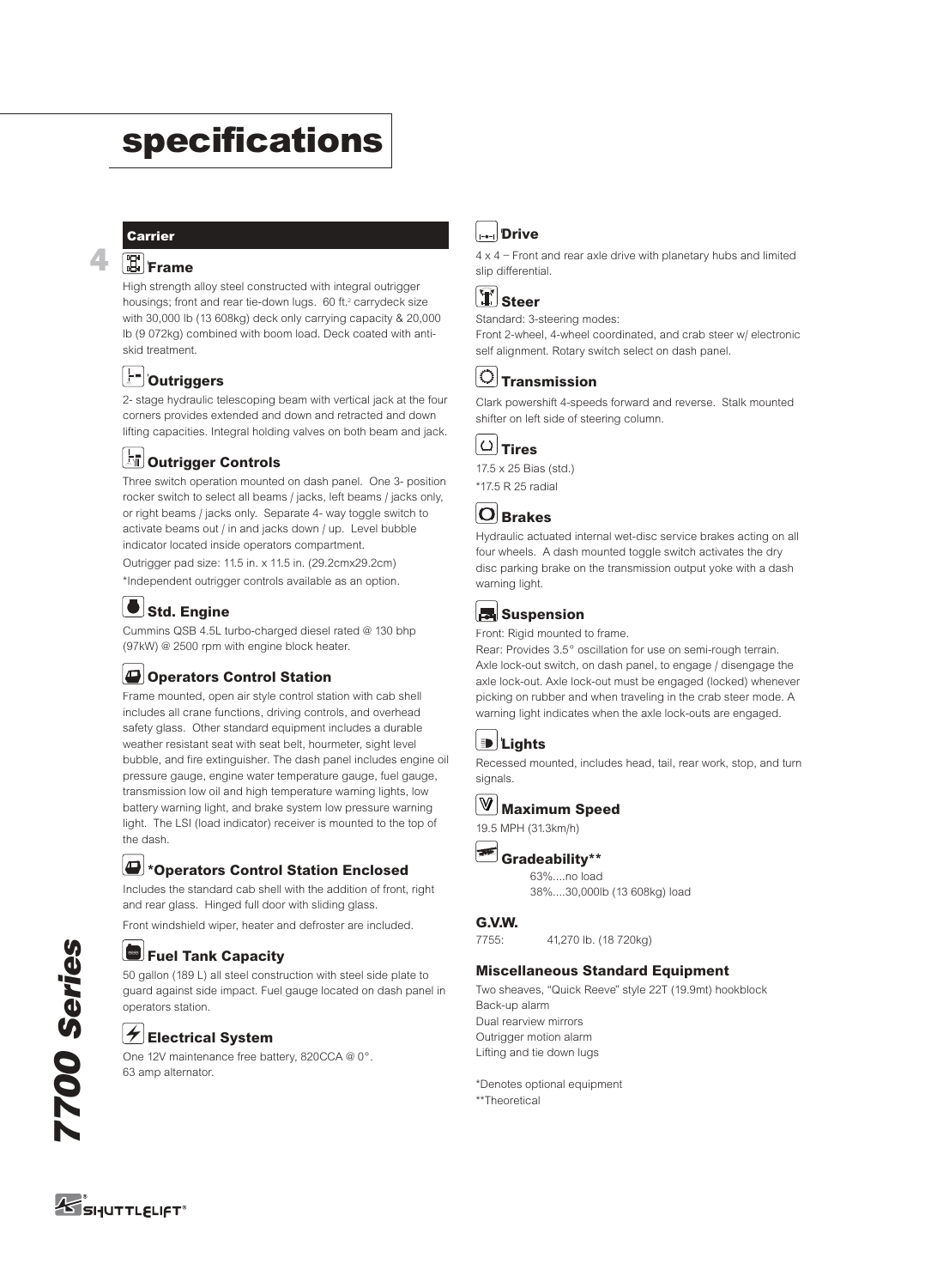# specifications

## Carrier

### Frame

High strength alloy steel constructed with integral outrigger housings; front and rear tie-down lugs. 60 ft.$^2$ carrydeck size with 30,000 lb (13 608kg) deck only carrying capacity & 20,000 lb (9 072kg) combined with boom load. Deck coated with anti-skid treatment.

### Outriggers

2- stage hydraulic telescoping beam with vertical jack at the four corners provides extended and down and retracted and down lifting capacities. Integral holding valves on both beam and jack.

### Outrigger Controls

Three switch operation mounted on dash panel. One 3- position rocker switch to select all beams / jacks, left beams / jacks only, or right beams / jacks only. Separate 4- way toggle switch to activate beams out / in and jacks down / up. Level bubble indicator located inside operators compartment.

Outrigger pad size: 11.5 in. x 11.5 in. (29.2cmx29.2cm)

*Independent outrigger controls available as an option.

### Std. Engine

Cummins QSB 4.5L turbo-charged diesel rated @ 130 bhp (97kW) @ 2500 rpm with engine block heater.

### Operators Control Station

Frame mounted, open air style control station with cab shell includes all crane functions, driving controls, and overhead safety glass. Other standard equipment includes a durable weather resistant seat with seat belt, hourmeter, sight level bubble, and fire extinguisher. The dash panel includes engine oil pressure gauge, engine water temperature gauge, fuel gauge, transmission low oil and high temperature warning lights, low battery warning light, and brake system low pressure warning light. The LSI (load indicator) receiver is mounted to the top of the dash.

### *Operators Control Station Enclosed

Includes the standard cab shell with the addition of front, right and rear glass. Hinged full door with sliding glass.

Front windshield wiper, heater and defroster are included.

### Fuel Tank Capacity

50 gallon (189 L) all steel construction with steel side plate to guard against side impact. Fuel gauge located on dash panel in operators station.

### Electrical System

One 12V maintenance free battery, 820CCA @ 0°.
63 amp alternator.

### Drive

4 x 4 – Front and rear axle drive with planetary hubs and limited slip differential.

### Steer

Standard: 3-steering modes:
Front 2-wheel, 4-wheel coordinated, and crab steer w/ electronic self alignment. Rotary switch select on dash panel.

### Transmission

Clark powershift 4-speeds forward and reverse. Stalk mounted shifter on left side of steering column.

### Tires

17.5 x 25 Bias (std.)
*17.5 R 25 radial

### Brakes

Hydraulic actuated internal wet-disc service brakes acting on all four wheels. A dash mounted toggle switch activates the dry disc parking brake on the transmission output yoke with a dash warning light.

### Suspension

Front: Rigid mounted to frame.
Rear: Provides 3.5° oscillation for use on semi-rough terrain. Axle lock-out switch, on dash panel, to engage / disengage the axle lock-out. Axle lock-out must be engaged (locked) whenever picking on rubber and when traveling in the crab steer mode. A warning light indicates when the axle lock-outs are engaged.

### Lights

Recessed mounted, includes head, tail, rear work, stop, and turn signals.

### Maximum Speed

19.5 MPH (31.3km/h)

### Gradeability**

63%....no load
38%....30,000lb (13 608kg) load

### G.V.W.

7755: 41,270 lb. (18 720kg)

### Miscellaneous Standard Equipment

Two sheaves, "Quick Reeve" style 22T (19.9mt) hookblock
Back-up alarm
Dual rearview mirrors
Outrigger motion alarm
Lifting and tie down lugs

*Denotes optional equipment
**Theoretical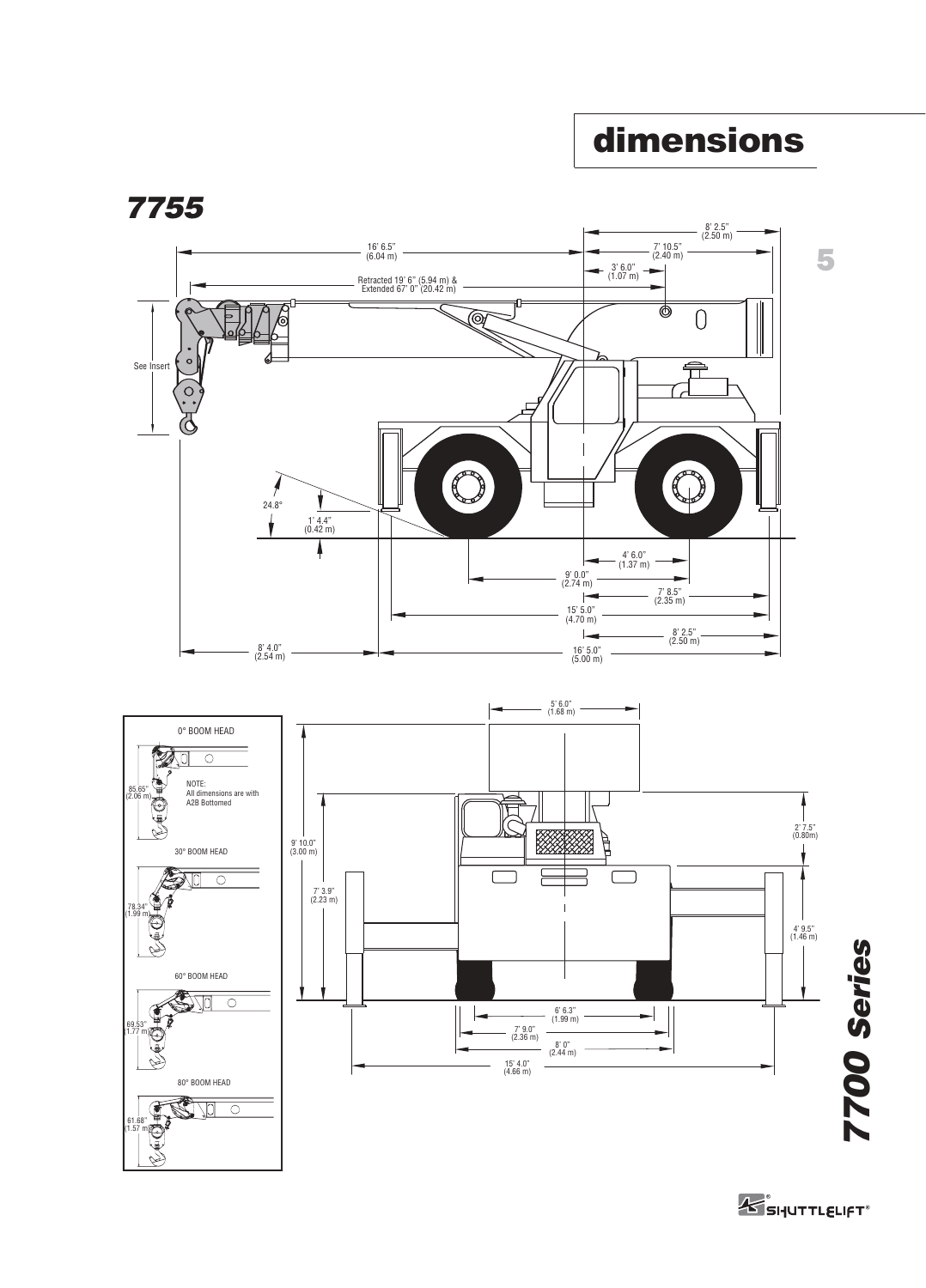# dimensions

## 7755

16' 6.5" (6.04 m)

8' 2.5" (2.50 m)

7' 10.5" (2.40 m)

3' 6.0" (1.07 m)

Retracted 19' 6" (5.94 m) & Extended 67' 0" (20.42 m)

See Insert

24.8°

1' 4.4" (0.42 m)

4' 6.0" (1.37 m)

9' 0.0" (2.74 m)

7' 8.5" (2.35 m)

15' 5.0" (4.70 m)

8' 2.5" (2.50 m)

8' 4.0" (2.54 m)

16' 5.0" (5.00 m)

0° BOOM HEAD

85.65" (2.06 m)

NOTE: All dimensions are with A2B Bottomed

30° BOOM HEAD

78.34" (1.99 m)

60° BOOM HEAD

69.53" (1.77 m)

80° BOOM HEAD

61.68" (1.57 m)

5' 6.0" (1.68 m)

9' 10.0" (3.00 m)

7' 3.9" (2.23 m)

2' 7.5" (0.80m)

4' 9.5" (1.46 m)

6' 6.3" (1.99 m)

7' 9.0" (2.36 m)

8' 0" (2.44 m)

15' 4.0" (4.66 m)

**7700 Series**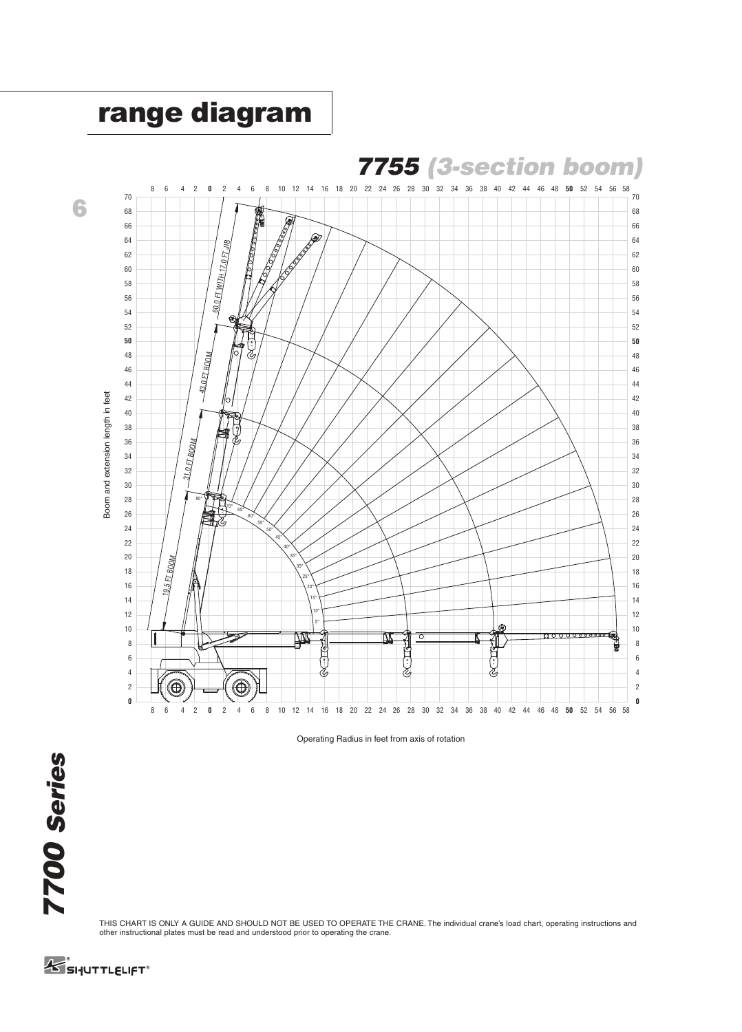# range diagram

## 7755 *(3-section boom)*

60.0 FT WITH 17.0 FT JIB

43.0 FT BOOM

31.0 FT BOOM

19.5 FT BOOM

Boom and extension length in feet

Operating Radius in feet from axis of rotation

THIS CHART IS ONLY A GUIDE AND SHOULD NOT BE USED TO OPERATE THE CRANE. The individual crane's load chart, operating instructions and other instructional plates must be read and understood prior to operating the crane.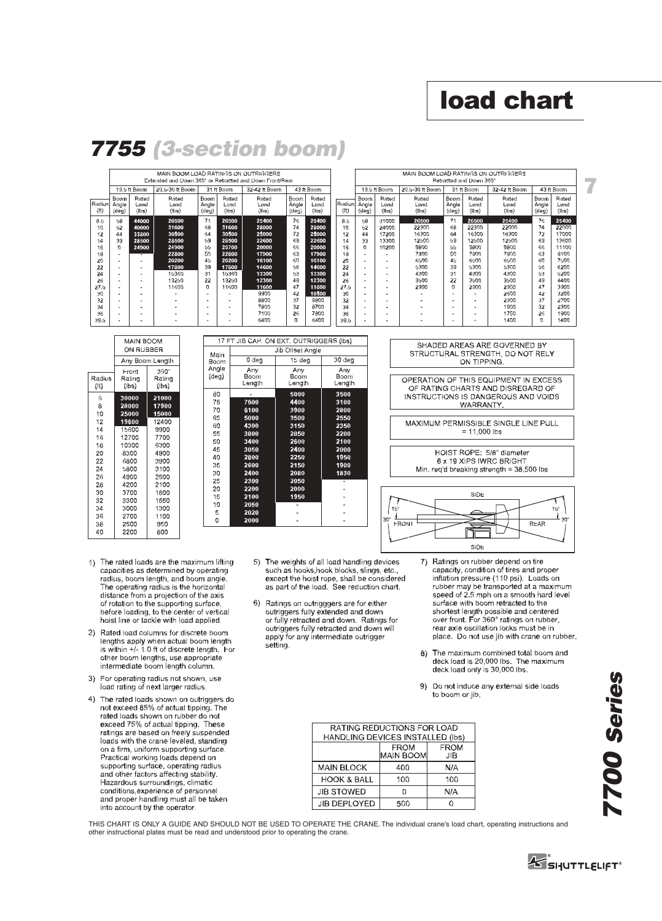# load chart

## 7755 (3-section boom)

| | MAIN BOOM LOAD RATINGS ON OUTRIGGERS Extended and Down 360° or Retracted and Down Front/Rear | | | | | | | | |
|---|---|---|---|---|---|---|---|---|---|
| | 19.5 ft Boom | | 20.5-30 ft Boom | 31 ft Boom | | 32-42 ft Boom | 43 ft Boom | | |
| Radius (ft) | Boom Angle (deg) | Rated Load (lbs) | Rated Load (lbs) | Boom Angle (deg) | Rated Load (lbs) | Rated Load (lbs) | Boom Angle (deg) | Rated Load (lbs) | |
| 8.5 | 58 | 44000 | 26500 | 71 | 26500 | 25400 | 76 | 25400 | |
| 10 | 52 | 40000 | 31600 | 68 | 31600 | 28000 | 74 | 28000 | |
| 12 | 44 | 33800 | 30500 | 64 | 30500 | 25000 | 72 | 25000 | |
| 14 | 33 | 28500 | 28500 | 59 | 28500 | 22600 | 69 | 22600 | |
| 16 | 0 | 24900 | 24900 | 55 | 25700 | 20000 | 66 | 20000 | |
| 18 | - | - | 22800 | 50 | 22800 | 17900 | 63 | 17900 | |
| 20 | - | - | 20200 | 45 | 20200 | 16100 | 60 | 16100 | |
| 22 | - | - | 17800 | 39 | 17800 | 14600 | 56 | 14600 | |
| 24 | - | - | 15360 | 31 | 15360 | 13300 | 53 | 13300 | |
| 26 | - | - | 13250 | 22 | 13250 | 12300 | 49 | 12300 | |
| 27.5 | - | - | 11600 | 0 | 11600 | 11600 | 47 | 11600 | |
| 30 | - | - | - | - | - | 9900 | 42 | 10500 | |
| 32 | - | - | - | - | - | 8800 | 37 | 9800 | |
| 34 | - | - | - | - | - | 7800 | 32 | 8700 | |
| 36 | - | - | - | - | - | 7100 | 26 | 7800 | |
| 39.5 | - | - | - | - | - | 6400 | 0 | 6400 | |

| | MAIN BOOM LOAD RATINGS ON OUTRIGGERS Retracted and Down 360° | | | | | | | |
|---|---|---|---|---|---|---|---|---|
| | 19.5 ft Boom | | 20.5-30 ft Boom | 31 ft Boom | | 32-42 ft Boom | 43 ft Boom | |
| Radius (ft) | Boom Angle (deg) | Rated Load (lbs) | Rated Load (lbs) | Boom Angle (deg) | Rated Load (lbs) | Rated Load (lbs) | Boom Angle (deg) | Rated Load (lbs) |
| 8.5 | 58 | 31000 | 26500 | 71 | 26500 | 25400 | 76 | 25400 |
| 10 | 52 | 24000 | 22300 | 68 | 22300 | 22000 | 74 | 22000 |
| 12 | 44 | 17200 | 16300 | 64 | 16300 | 16300 | 72 | 17000 |
| 14 | 33 | 13300 | 12500 | 59 | 12500 | 12500 | 69 | 13600 |
| 16 | 0 | 10200 | 9800 | 55 | 9800 | 9800 | 66 | 11100 |
| 18 | - | - | 7900 | 50 | 7900 | 7900 | 63 | 9100 |
| 20 | - | - | 6500 | 45 | 6500 | 6500 | 60 | 7500 |
| 22 | - | - | 5300 | 39 | 5300 | 5300 | 56 | 6200 |
| 24 | - | - | 4300 | 31 | 4300 | 4300 | 53 | 5200 |
| 26 | - | - | 3500 | 22 | 3500 | 3500 | 49 | 4400 |
| 27.5 | - | - | 2900 | 0 | 2900 | 2900 | 47 | 3900 |
| 30 | - | - | - | - | - | 2600 | 42 | 3200 |
| 32 | - | - | - | - | - | 2300 | 37 | 2700 |
| 34 | - | - | - | - | - | 1900 | 32 | 2300 |
| 36 | - | - | - | - | - | 1750 | 26 | 1900 |
| 39.5 | - | - | - | - | - | 1400 | 0 | 1400 |

| | MAIN BOOM ON RUBBER | |
|---|---|---|
| | Any Boom Length | |
| Radius (ft) | Front Rating (lbs) | 360° Rating (lbs) |
| 6 | 30000 | 21000 |
| 8 | 28000 | 17900 |
| 10 | 25000 | 15000 |
| 12 | 19600 | 12400 |
| 14 | 15600 | 9900 |
| 16 | 12700 | 7700 |
| 18 | 10300 | 6300 |
| 20 | 8300 | 4900 |
| 22 | 6800 | 3900 |
| 24 | 5800 | 3100 |
| 26 | 4900 | 2500 |
| 28 | 4200 | 2100 |
| 30 | 3700 | 1600 |
| 32 | 3300 | 1550 |
| 34 | 3000 | 1300 |
| 36 | 2700 | 1100 |
| 38 | 2500 | 950 |
| 40 | 2200 | 800 |

| 17 FT JIB CAP. ON EXT. OUTRIGGERS (lbs) | | | |
|---|---|---|---|
| Main Boom Angle (deg) | Jib Offset Angle | | |
| | 0 deg | 15 deg | 30 deg |
| | Any Boom Length | Any Boom Length | Any Boom Length |
| 80 | - | 5000 | 3500 |
| 75 | 7500 | 4400 | 3100 |
| 70 | 6100 | 3900 | 2800 |
| 65 | 5000 | 3500 | 2550 |
| 60 | 4300 | 3150 | 2350 |
| 55 | 3800 | 2850 | 2200 |
| 50 | 3400 | 2600 | 2100 |
| 45 | 3050 | 2400 | 2000 |
| 40 | 2800 | 2250 | 1950 |
| 35 | 2600 | 2150 | 1900 |
| 30 | 2400 | 2080 | 1830 |
| 25 | 2300 | 2050 | - |
| 20 | 2200 | 2000 | - |
| 15 | 2100 | 1950 | - |
| 10 | 2050 | - | - |
| 5 | 2020 | - | - |
| 0 | 2000 | - | - |

SHADED AREAS ARE GOVERNED BY STRUCTURAL STRENGTH, DO NOT RELY ON TIPPING.

OPERATION OF THIS EQUIPMENT IN EXCESS OF RATING CHARTS AND DISREGARD OF INSTRUCTIONS IS DANGEROUS AND VOIDS WARRANTY.

MAXIMUM PERMISSIBLE SINGLE LINE PULL = 11,000 lbs

HOIST ROPE: 5/8" diameter
6 x 19 XIPS IWRC BRIGHT
Min. req'd breaking strength = 38,500 lbs

SIDE — 15° — 30° — FRONT — REAR — 15° — 30° — SIDE

1) The rated loads are the maximum lifting capacities as determined by operating radius, boom length, and boom angle. The operating radius is the horizontal distance from a projection of the axis of rotation to the supporting surface, before loading, to the center of vertical hoist line or tackle with load applied.
2) Rated load columns for discrete boom lengths apply when actual boom length is within +/- 1.0 ft of discrete length. For other boom lengths, use appropriate intermediate boom length column.
3) For operating radius not shown, use load rating of next larger radius.
4) The rated loads shown on outriggers do not exceed 85% of actual tipping. The rated loads shown on rubber do not exceed 75% of actual tipping. These ratings are based on freely suspended loads with the crane leveled, standing on a firm, uniform supporting surface. Practical working loads depend on supporting surface, operating radius and other factors affecting stability. Hazardous surroundings, climatic conditions, experience of personnel and proper handling must all be taken into account by the operator.
5) The weights of all load handling devices such as hooks, hook blocks, slings, etc., except the hoist rope, shall be considered as part of the load. See reduction chart.
6) Ratings on outrigggers are for either outriggers fully extended and down or fully retracted and down. Ratings for outriggers fully retracted and down will apply for any intermediate outrigger setting.
7) Ratings on rubber depend on tire capacity, condition of tires and proper inflation pressure (110 psi). Loads on rubber may be transported at a maximum speed of 2.5 mph on a smooth hard level surface with boom retracted to the shortest length possible and centered over front. For 360° ratings on rubber, rear axle oscillation locks must be in place. Do not use jib with crane on rubber.
8) The maximum combined total boom and deck load is 20,000 lbs. The maximum deck load only is 30,000 lbs.
9) Do not induce any external side loads to boom or jib.

| RATING REDUCTIONS FOR LOAD HANDLING DEVICES INSTALLED (lbs) | | |
|---|---|---|
| | FROM MAIN BOOM | FROM JIB |
| MAIN BLOCK | 400 | N/A |
| HOOK & BALL | 100 | 100 |
| JIB STOWED | 0 | N/A |
| JIB DEPLOYED | 500 | 0 |

THIS CHART IS ONLY A GUIDE AND SHOULD NOT BE USED TO OPERATE THE CRANE. The individual crane's load chart, operating instructions and other instructional plates must be read and understood prior to operating the crane.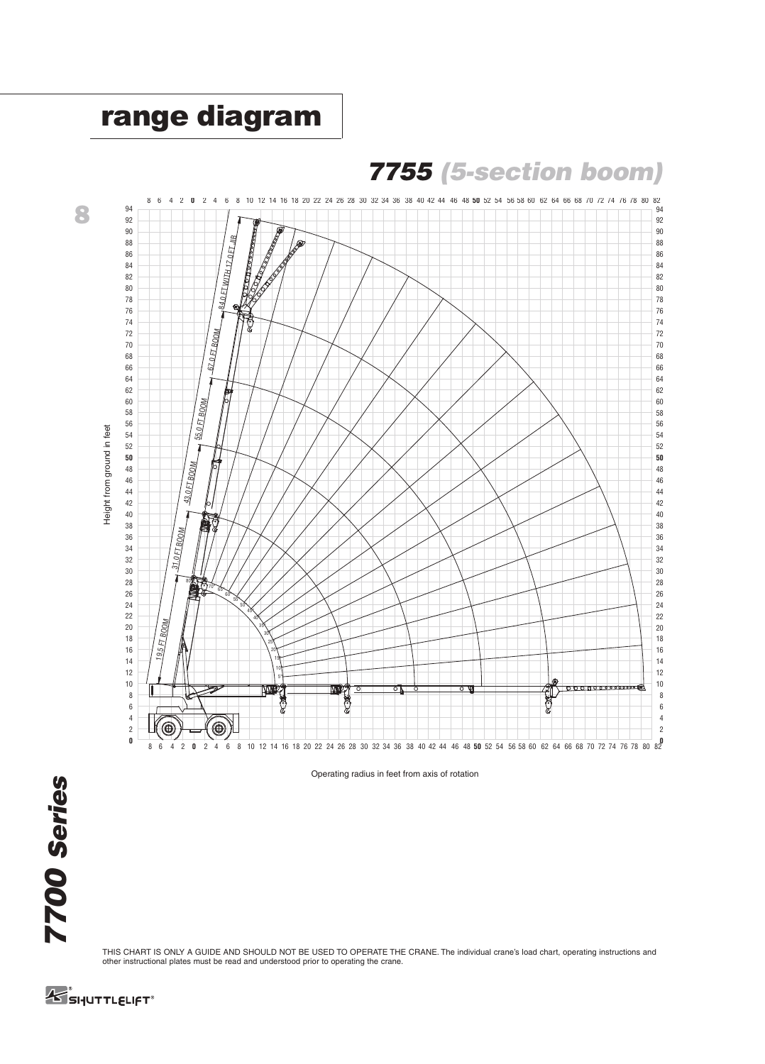# range diagram

## 7755 (5-section boom)

Height from ground in feet

84.0 FT WITH 17.0 FT JIB

67.0 FT BOOM

55.0 FT BOOM

43.0 FT BOOM

31.0 FT BOOM

19.5 FT BOOM

Operating radius in feet from axis of rotation

THIS CHART IS ONLY A GUIDE AND SHOULD NOT BE USED TO OPERATE THE CRANE. The individual crane's load chart, operating instructions and other instructional plates must be read and understood prior to operating the crane.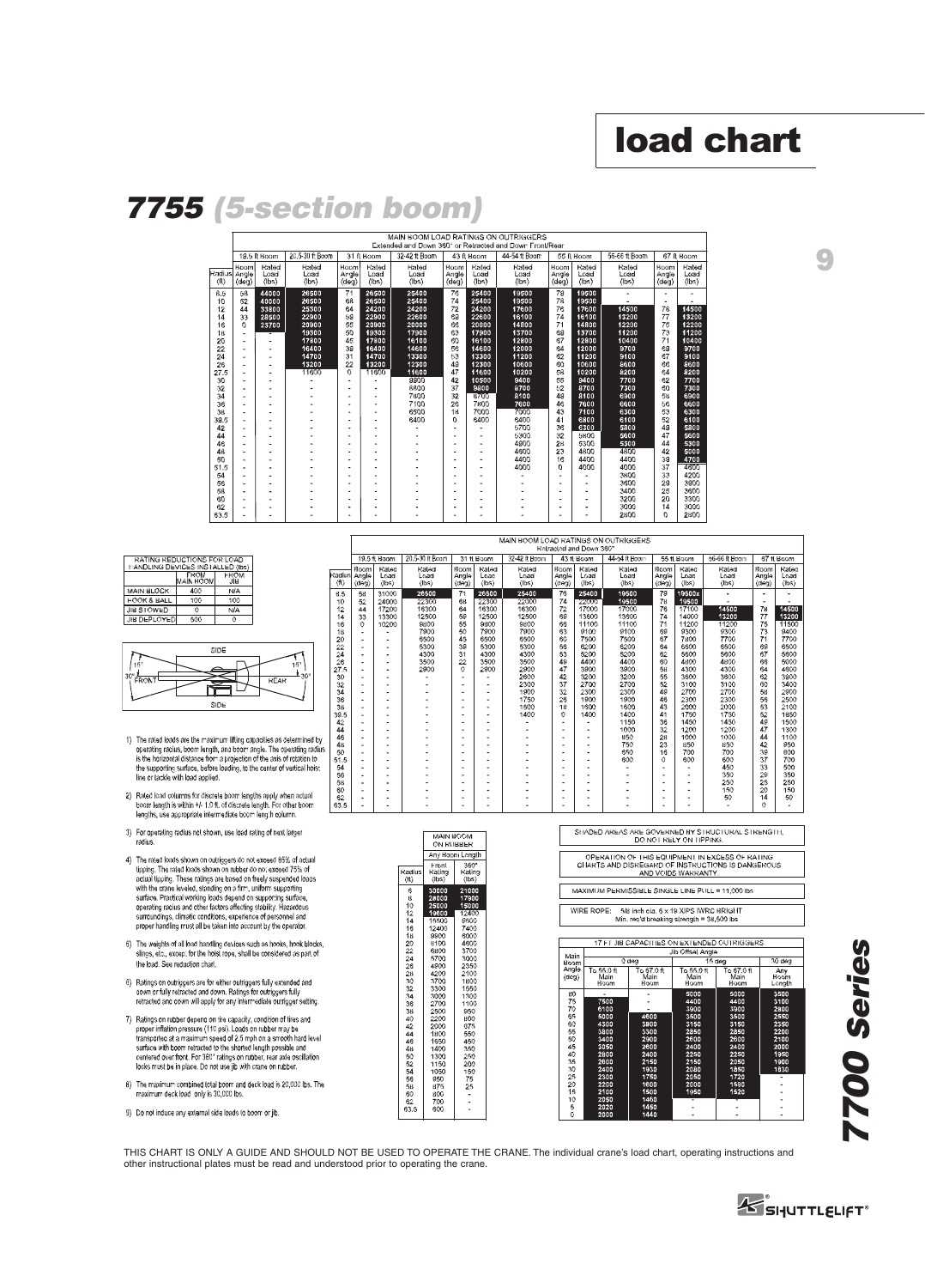# load chart

## 7755 *(5-section boom)*

**MAIN BOOM LOAD RATINGS ON OUTRIGGERS**
Extended and Down 360° or Retracted and Down Front/Rear

| | 19.5 ft Boom | | 20.5-30 ft Boom | 31 ft Boom | | 32-42 ft Boom | 43 ft Boom | | 44-54 ft Boom | 55 ft Boom | | 56-66 ft Boom | 67 ft Boom | |
|---|---|---|---|---|---|---|---|---|---|---|---|---|---|---|
| Radius (ft) | Boom Angle (deg) | Rated Load (lbs) | Rated Load (lbs) | Boom Angle (deg) | Rated Load (lbs) | Rated Load (lbs) | Boom Angle (deg) | Rated Load (lbs) | Rated Load (lbs) | Boom Angle (deg) | Rated Load (lbs) | Rated Load (lbs) | Boom Angle (deg) | Rated Load (lbs) |
| 8.5 | 58 | 44000 | 26500 | 71 | 26500 | 25400 | 76 | 25400 | 19500 | 78 | 19500 | - | - | - |
| 10 | 52 | 40000 | 26500 | 68 | 26500 | 25400 | 74 | 25400 | 19500 | 76 | 19500 | - | - | - |
| 12 | 44 | 33800 | 25300 | 64 | 24200 | 24200 | 72 | 24200 | 17600 | 76 | 17600 | 14500 | 78 | 14500 |
| 14 | 33 | 28500 | 22900 | 58 | 22900 | 22600 | 69 | 22600 | 16100 | 74 | 16100 | 13200 | 77 | 13200 |
| 16 | 0 | 23700 | 20900 | 55 | 20900 | 20000 | 66 | 20000 | 14800 | 71 | 14800 | 12200 | 75 | 12200 |
| 18 | - | - | 19300 | 50 | 19300 | 17900 | 63 | 17900 | 13700 | 68 | 13700 | 11200 | 73 | 11200 |
| 20 | - | - | 17800 | 45 | 17800 | 16100 | 60 | 16100 | 12800 | 67 | 12800 | 10400 | 71 | 10400 |
| 22 | - | - | 16400 | 38 | 16400 | 14600 | 56 | 14600 | 12000 | 64 | 12000 | 9700 | 69 | 9700 |
| 24 | - | - | 14700 | 31 | 14700 | 13300 | 53 | 13300 | 11200 | 62 | 11200 | 9100 | 67 | 9100 |
| 26 | - | - | 13200 | 22 | 13200 | 12300 | 49 | 12300 | 10600 | 60 | 10600 | 8600 | 66 | 8600 |
| 27.5 | - | - | 11600 | 0 | 11600 | 11600 | 47 | 11600 | 10200 | 58 | 10200 | 8200 | 64 | 8200 |
| 30 | - | - | - | - | - | 9900 | 42 | 10500 | 9400 | 55 | 9400 | 7700 | 62 | 7700 |
| 32 | - | - | - | - | - | 8800 | 37 | 9800 | 8700 | 52 | 8700 | 7300 | 60 | 7300 |
| 34 | - | - | - | - | - | 7900 | 32 | 8700 | 8100 | 48 | 8100 | 6900 | 58 | 6900 |
| 36 | - | - | - | - | - | 7100 | 26 | 7800 | 7600 | 46 | 7600 | 6600 | 56 | 6600 |
| 38 | - | - | - | - | - | 6500 | 18 | 7000 | 7000 | 43 | 7100 | 6300 | 53 | 6300 |
| 39.5 | - | - | - | - | - | 6400 | 0 | 6400 | 6400 | 41 | 6800 | 6100 | 52 | 6100 |
| 42 | - | - | - | - | - | - | - | - | 5700 | 36 | 6300 | 5800 | 49 | 5800 |
| 44 | - | - | - | - | - | - | - | - | 5300 | 32 | 5800 | 5600 | 47 | 5600 |
| 46 | - | - | - | - | - | - | - | - | 4800 | 28 | 5300 | 5300 | 44 | 5300 |
| 48 | - | - | - | - | - | - | - | - | 4600 | 23 | 4800 | 4800 | 42 | 5000 |
| 50 | - | - | - | - | - | - | - | - | 4400 | 16 | 4400 | 4400 | 39 | 4800 |
| 51.5 | - | - | - | - | - | - | - | - | 4000 | 0 | 4000 | 4000 | 37 | 4600 |
| 54 | - | - | - | - | - | - | - | - | - | - | - | 3800 | 33 | 4200 |
| 56 | - | - | - | - | - | - | - | - | - | - | - | 3600 | 29 | 3900 |
| 58 | - | - | - | - | - | - | - | - | - | - | - | 3400 | 25 | 3600 |
| 60 | - | - | - | - | - | - | - | - | - | - | - | 3200 | 20 | 3300 |
| 62 | - | - | - | - | - | - | - | - | - | - | - | 3000 | 14 | 3000 |
| 63.5 | - | - | - | - | - | - | - | - | - | - | - | 2800 | 0 | 2800 |

**MAIN BOOM LOAD RATINGS ON OUTRIGGERS**
Retracted and Down 360°

| | 19.5 ft Boom | | 20.5-30 ft Boom | 31 ft Boom | | 32-42 ft Boom | 43 ft Boom | | 44-54 ft Boom | 55 ft Boom | | 56-66 ft Boom | 67 ft Boom | |
|---|---|---|---|---|---|---|---|---|---|---|---|---|---|---|
| Radius (ft) | Boom Angle (deg) | Rated Load (lbs) | Rated Load (lbs) | Boom Angle (deg) | Rated Load (lbs) | Rated Load (lbs) | Boom Angle (deg) | Rated Load (lbs) | Rated Load (lbs) | Boom Angle (deg) | Rated Load (lbs) | Rated Load (lbs) | Boom Angle (deg) | Rated Load (lbs) |
| 8.5 | 58 | 31000 | 26500 | 71 | 26500 | 25400 | 76 | 25400 | 19500 | 79 | 19500 | - | - | - |
| 10 | 52 | 24000 | 22300 | 68 | 22300 | 22000 | 74 | 22000 | 19500 | 78 | 19500 | - | - | - |
| 12 | 44 | 17200 | 16300 | 64 | 16300 | 16300 | 72 | 17000 | 17000 | 76 | 17100 | 14500 | 78 | 14500 |
| 14 | 33 | 13300 | 12500 | 58 | 12500 | 12500 | 69 | 13600 | 13600 | 74 | 14000 | 13200 | 77 | 13200 |
| 16 | 0 | 10200 | 9800 | 55 | 9800 | 9800 | 66 | 11100 | 11100 | 71 | 11200 | 11200 | 75 | 11500 |
| 18 | - | - | 7900 | 50 | 7900 | 7900 | 63 | 9100 | 9100 | 69 | 9300 | 9300 | 73 | 9400 |
| 20 | - | - | 6500 | 45 | 6500 | 6500 | 60 | 7500 | 7500 | 67 | 7800 | 7700 | 71 | 7700 |
| 22 | - | - | 5300 | 38 | 5300 | 5300 | 56 | 6200 | 6200 | 64 | 6600 | 6500 | 69 | 6500 |
| 24 | - | - | 4300 | 31 | 4300 | 4300 | 53 | 5200 | 5200 | 62 | 5600 | 5600 | 67 | 5600 |
| 26 | - | - | 3500 | 22 | 3500 | 3500 | 49 | 4400 | 4400 | 60 | 4800 | 4800 | 66 | 5000 |
| 27.5 | - | - | 2900 | 0 | 2900 | 2900 | 47 | 3900 | 3900 | 58 | 4300 | 4300 | 64 | 4600 |
| 30 | - | - | - | - | - | 2600 | 42 | 3200 | 3200 | 55 | 3600 | 3600 | 62 | 3900 |
| 32 | - | - | - | - | - | 2300 | 37 | 2700 | 2700 | 52 | 3100 | 3100 | 60 | 3400 |
| 34 | - | - | - | - | - | 1900 | 32 | 2300 | 2300 | 49 | 2700 | 2700 | 58 | 2900 |
| 36 | - | - | - | - | - | 1750 | 26 | 1900 | 1900 | 46 | 2300 | 2300 | 56 | 2500 |
| 38 | - | - | - | - | - | 1500 | 18 | 1600 | 1600 | 43 | 2000 | 2000 | 53 | 2100 |
| 39.5 | - | - | - | - | - | 1400 | 0 | 1400 | 1400 | 41 | 1750 | 1750 | 52 | 1850 |
| 42 | - | - | - | - | - | - | - | - | 1150 | 36 | 1450 | 1450 | 49 | 1500 |
| 44 | - | - | - | - | - | - | - | - | 1000 | 32 | 1200 | 1200 | 47 | 1300 |
| 46 | - | - | - | - | - | - | - | - | 850 | 28 | 1000 | 1000 | 44 | 1100 |
| 48 | - | - | - | - | - | - | - | - | 750 | 23 | 850 | 850 | 42 | 950 |
| 50 | - | - | - | - | - | - | - | - | 650 | 16 | 700 | 700 | 39 | 800 |
| 51.5 | - | - | - | - | - | - | - | - | 600 | 0 | 600 | 600 | 37 | 700 |
| 54 | - | - | - | - | - | - | - | - | - | - | - | 450 | 33 | 500 |
| 56 | - | - | - | - | - | - | - | - | - | - | - | 350 | 29 | 350 |
| 58 | - | - | - | - | - | - | - | - | - | - | - | 250 | 25 | 250 |
| 60 | - | - | - | - | - | - | - | - | - | - | - | 150 | 20 | 150 |
| 62 | - | - | - | - | - | - | - | - | - | - | - | 50 | 14 | 50 |
| 63.5 | - | - | - | - | - | - | - | - | - | - | - | - | 0 | - |

**RATING REDUCTIONS FOR LOAD HANDLING DEVICES INSTALLED (lbs)**

| | FROM MAIN BOOM | FROM JIB |
|---|---|---|
| MAIN BLOCK | 400 | N/A |
| HOOK & BALL | 100 | 100 |
| JIB STOWED | 0 | N/A |
| JIB DEPLOYED | 500 | 0 |

SIDE — FRONT — REAR — SIDE (15°, 30°)

1) The rated loads are the maximum lifting capacities as determined by operating radius, boom length, and boom angle. The operating radius is the horizontal distance from a projection of the axis of rotation to the supporting surface, before loading, to the center of vertical hoist line or tackle with load applied.

2) Rated load columns for discrete boom lengths apply when actual boom length is within +/- 1.0 ft. of discrete length. For other boom lengths, use appropriate intermediate boom length column.

3) For operating radius not shown, use load rating of next larger radius.

4) The rated loads shown on outriggers do not exceed 85% of actual tipping. The rated loads shown on rubber do not exceed 75% of actual tipping. These ratings are based on freely suspended loads with the crane leveled, standing on a firm, uniform supporting surface. Practical working loads depend on supporting surface, operating radius and other factors affecting stability. Hazardous surroundings, climatic conditions, experience of personnel and proper handling must all be taken into account by the operator.

5) The weights of all load handling devices such as hooks, hook blocks, slings, etc., except for the hoist rope, shall be considered as part of the load. See reduction chart.

6) Ratings on outriggers are for either outriggers fully extended and down or fully retracted and down. Ratings for outriggers fully retracted and down will apply for any intermediate outrigger setting.

7) Ratings on rubber depend on tire capacity, condition of tires and proper inflation pressure (110 psi). Loads on rubber may be transported at a maximum speed of 2.5 mph on a smooth hard level surface with boom retracted to the shortest length possible and centered over front. For 360° ratings on rubber, rear axle oscillation locks must be in place. Do not use jib with crane on rubber.

8) The maximum combined total boom and deck load is 20,000 lbs. The maximum deck load only is 30,000 lbs.

9) Do not induce any external side loads to boom or jib.

**MAIN BOOM ON RUBBER**

| | Any Boom Length | |
|---|---|---|
| Radius (ft) | Front Rating (lbs) | 360° Rating (lbs) |
| 6 | 30000 | 21000 |
| 8 | 28000 | 17900 |
| 10 | 25000 | 15000 |
| 12 | 19600 | 12400 |
| 14 | 15500 | 9500 |
| 16 | 12400 | 7400 |
| 18 | 9900 | 6000 |
| 20 | 8100 | 4600 |
| 22 | 6800 | 3700 |
| 24 | 5700 | 3000 |
| 26 | 4800 | 2350 |
| 28 | 4200 | 2100 |
| 30 | 3700 | 1800 |
| 32 | 3300 | 1550 |
| 34 | 3000 | 1300 |
| 36 | 2700 | 1100 |
| 38 | 2500 | 950 |
| 40 | 2200 | 800 |
| 42 | 2000 | 675 |
| 44 | 1800 | 550 |
| 46 | 1650 | 450 |
| 48 | 1400 | 350 |
| 50 | 1300 | 250 |
| 52 | 1150 | 200 |
| 54 | 1050 | 150 |
| 56 | 950 | 75 |
| 58 | 875 | 25 |
| 60 | 800 | - |
| 62 | 700 | - |
| 63.5 | 600 | - |

SHADED AREAS ARE GOVERNED BY STRUCTURAL STRENGTH, DO NOT RELY ON TIPPING.

OPERATION OF THIS EQUIPMENT IN EXCESS OF RATING CHARTS AND DISREGARD OF INSTRUCTIONS IS DANGEROUS AND VOIDS WARRANTY.

MAXIMUM PERMISSIBLE SINGLE LINE PULL = 11,000 lbs

WIRE ROPE: 5/8 inch dia. 6 x 19 XIPS IWRC BRIGHT
Min. req'd breaking strength = 38,500 lbs

**17 FT JIB CAPACITIES ON EXTENDED OUTRIGGERS**

| | Jib Offset Angle | | | | |
|---|---|---|---|---|---|
| | 0 deg | | 15 deg | | 30 deg |
| Main Boom Angle (deg) | To 55.0 ft Main Boom | To 67.0 ft Main Boom | To 55.0 ft Main Boom | To 67.0 ft Main Boom | Any Boom Length |
| 80 | - | - | 5000 | 5000 | 3500 |
| 75 | 7500 | - | 4400 | 4400 | 3100 |
| 70 | 6100 | - | 3900 | 3900 | 2800 |
| 65 | 5000 | 4600 | 3500 | 3500 | 2550 |
| 60 | 4300 | 3800 | 3150 | 3150 | 2350 |
| 55 | 3800 | 3300 | 2850 | 2850 | 2200 |
| 50 | 3400 | 2900 | 2600 | 2600 | 2100 |
| 45 | 3050 | 2600 | 2400 | 2400 | 2000 |
| 40 | 2800 | 2400 | 2250 | 2250 | 1950 |
| 35 | 2600 | 2150 | 2150 | 2050 | 1900 |
| 30 | 2400 | 1930 | 2080 | 1850 | 1830 |
| 25 | 2300 | 1750 | 2050 | 1720 | - |
| 20 | 2200 | 1600 | 1950 | 1590 | - |
| 15 | 2100 | 1500 | - | 1520 | - |
| 10 | 2050 | 1460 | - | - | - |
| 5 | 2020 | 1450 | - | - | - |
| 0 | 2000 | 1440 | - | - | - |

THIS CHART IS ONLY A GUIDE AND SHOULD NOT BE USED TO OPERATE THE CRANE. The individual crane's load chart, operating instructions and other instructional plates must be read and understood prior to operating the crane.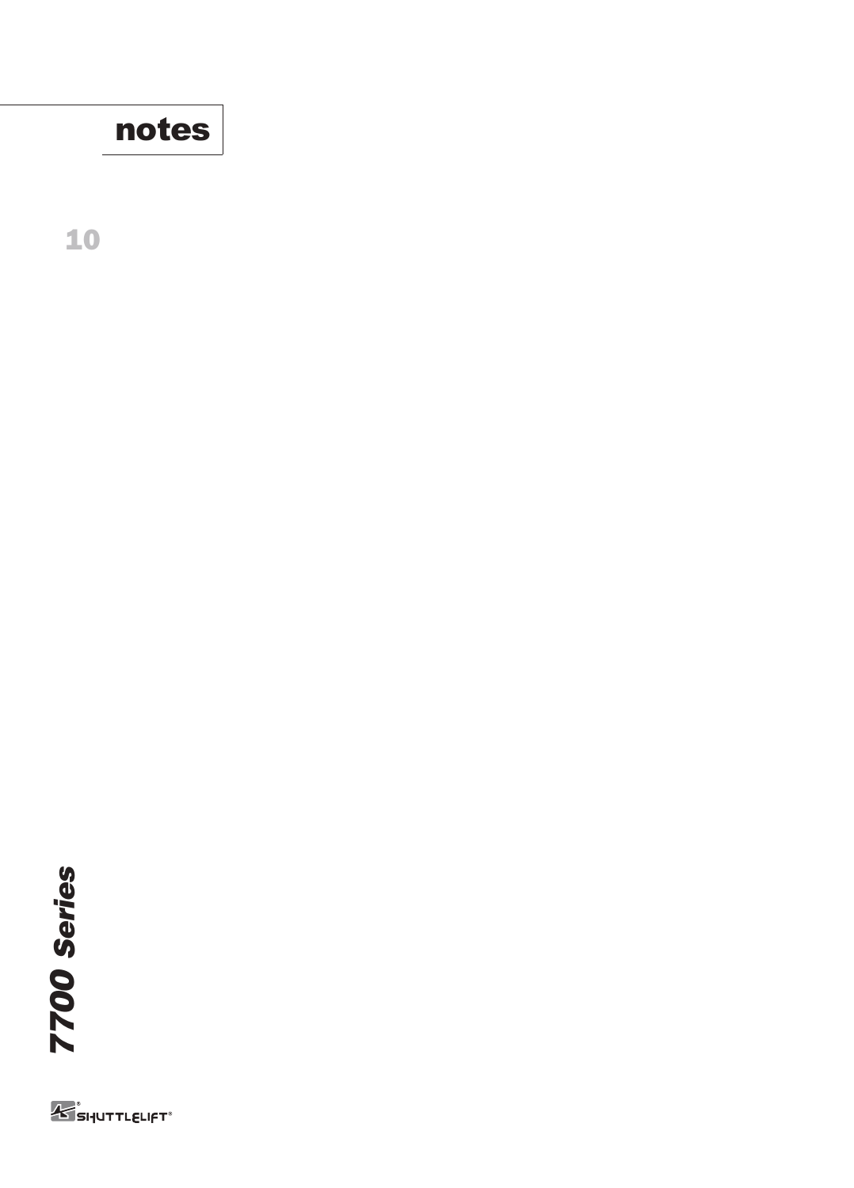# notes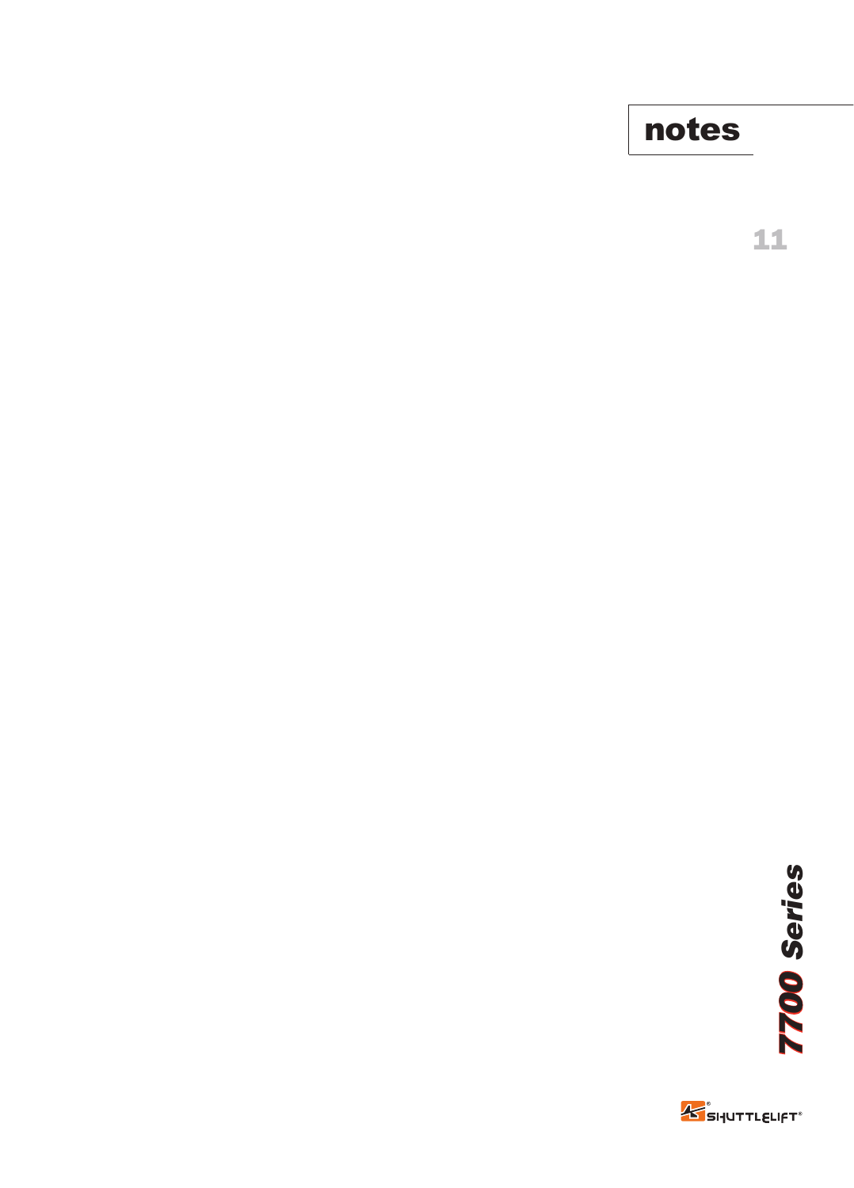# notes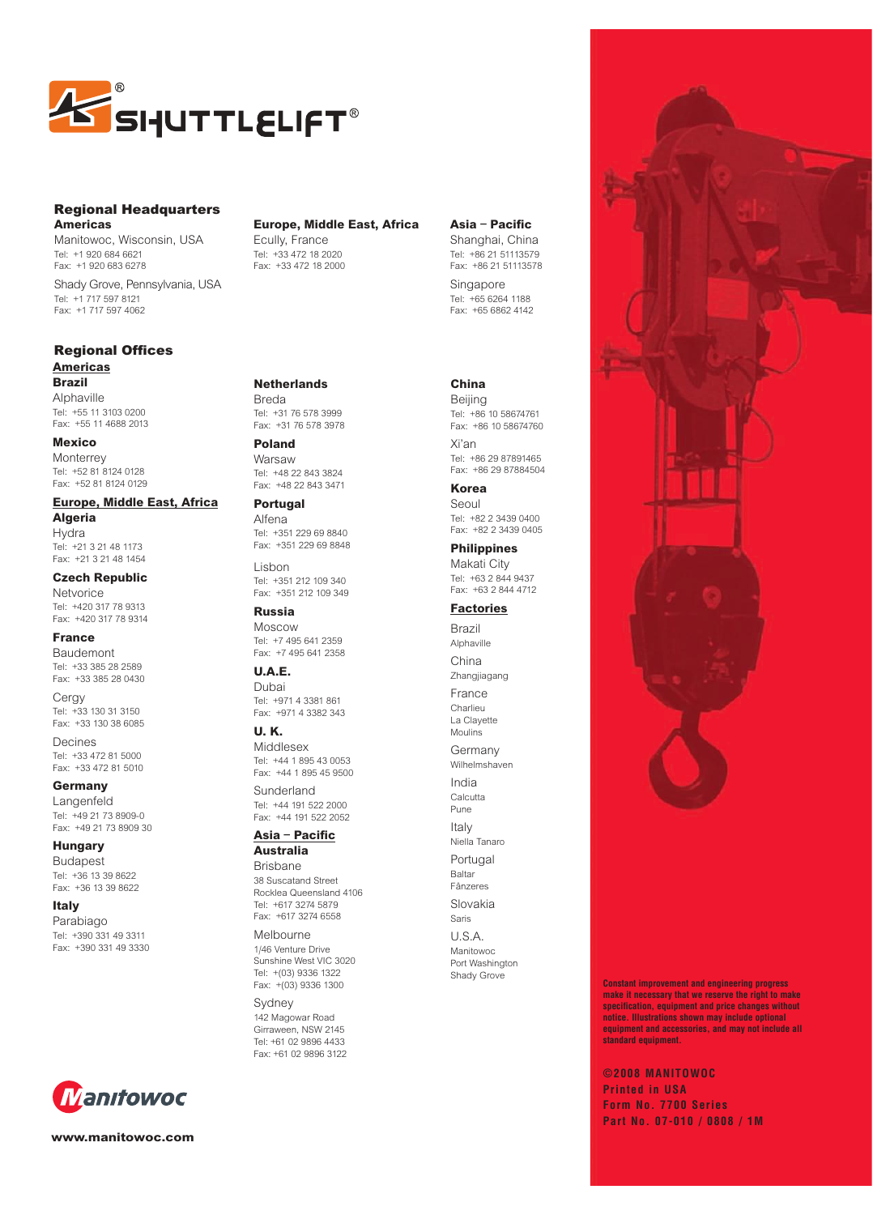# SHUTTLELIFT®

## Regional Headquarters

**Americas**

Manitowoc, Wisconsin, USA
Tel: +1 920 684 6621
Fax: +1 920 683 6278

Shady Grove, Pennsylvania, USA
Tel: +1 717 597 8121
Fax: +1 717 597 4062

**Europe, Middle East, Africa**

Ecully, France
Tel: +33 472 18 2020
Fax: +33 472 18 2000

**Asia – Pacific**

Shanghai, China
Tel: +86 21 51113579
Fax: +86 21 51113578

Singapore
Tel: +65 6264 1188
Fax: +65 6862 4142

## Regional Offices

### Americas

**Brazil**
Alphaville
Tel: +55 11 3103 0200
Fax: +55 11 4688 2013

**Mexico**
Monterrey
Tel: +52 81 8124 0128
Fax: +52 81 8124 0129

### Europe, Middle East, Africa

**Algeria**
Hydra
Tel: +21 3 21 48 1173
Fax: +21 3 21 48 1454

**Czech Republic**
Netvorice
Tel: +420 317 78 9313
Fax: +420 317 78 9314

**France**
Baudemont
Tel: +33 385 28 2589
Fax: +33 385 28 0430

Cergy
Tel: +33 130 31 3150
Fax: +33 130 38 6085

Decines
Tel: +33 472 81 5000
Fax: +33 472 81 5010

**Germany**
Langenfeld
Tel: +49 21 73 8909-0
Fax: +49 21 73 8909 30

**Hungary**
Budapest
Tel: +36 13 39 8622
Fax: +36 13 39 8622

**Italy**
Parabiago
Tel: +390 331 49 3311
Fax: +390 331 49 3330

**Netherlands**
Breda
Tel: +31 76 578 3999
Fax: +31 76 578 3978

**Poland**
Warsaw
Tel: +48 22 843 3824
Fax: +48 22 843 3471

**Portugal**
Alfena
Tel: +351 229 69 8840
Fax: +351 229 69 8848

Lisbon
Tel: +351 212 109 340
Fax: +351 212 109 349

**Russia**
Moscow
Tel: +7 495 641 2359
Fax: +7 495 641 2358

**U.A.E.**
Dubai
Tel: +971 4 3381 861
Fax: +971 4 3382 343

**U. K.**
Middlesex
Tel: +44 1 895 43 0053
Fax: +44 1 895 45 9500

Sunderland
Tel: +44 191 522 2000
Fax: +44 191 522 2052

### Asia – Pacific

**Australia**
Brisbane
38 Suscatand Street
Rocklea Queensland 4106
Tel: +617 3274 5879
Fax: +617 3274 6558

Melbourne
1/46 Venture Drive
Sunshine West VIC 3020
Tel: +(03) 9336 1322
Fax: +(03) 9336 1300

Sydney
142 Magowar Road
Girraween, NSW 2145
Tel: +61 02 9896 4433
Fax: +61 02 9896 3122

**China**
Beijing
Tel: +86 10 58674761
Fax: +86 10 58674760

Xi'an
Tel: +86 29 87891465
Fax: +86 29 87884504

**Korea**
Seoul
Tel: +82 2 3439 0400
Fax: +82 2 3439 0405

**Philippines**
Makati City
Tel: +63 2 844 9437
Fax: +63 2 844 4712

### Factories

Brazil
Alphaville

China
Zhangjiagang

France
Charlieu
La Clayette
Moulins

Germany
Wilhelmshaven

India
Calcutta
Pune

Italy
Niella Tanaro

Portugal
Baltar
Fânzeres

Slovakia
Saris

U.S.A.
Manitowoc
Port Washington
Shady Grove

Manitowoc

www.manitowoc.com

**Constant improvement and engineering progress make it necessary that we reserve the right to make specification, equipment and price changes without notice. Illustrations shown may include optional equipment and accessories, and may not include all standard equipment.**

**©2008 MANITOWOC**
**Printed in USA**
**Form No. 7700 Series**
**Part No. 07-010 / 0808 / 1M**